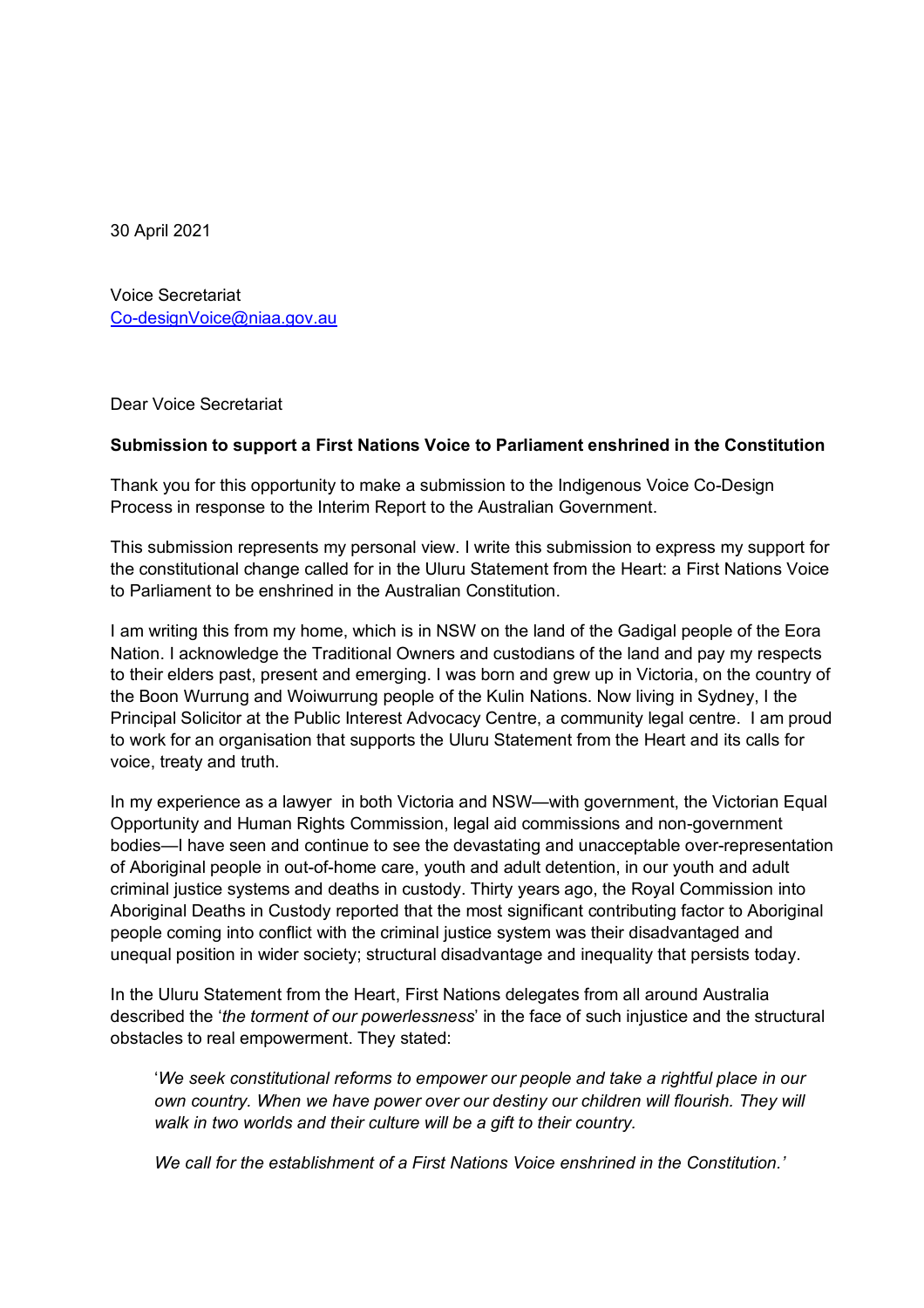30 April 2021

Voice Secretariat
Co-designVoice@niaa.gov.au

Dear Voice Secretariat

**Submission to support a First Nations Voice to Parliament enshrined in the Constitution**

Thank you for this opportunity to make a submission to the Indigenous Voice Co-Design Process in response to the Interim Report to the Australian Government.

This submission represents my personal view. I write this submission to express my support for the constitutional change called for in the Uluru Statement from the Heart: a First Nations Voice to Parliament to be enshrined in the Australian Constitution.

I am writing this from my home, which is in NSW on the land of the Gadigal people of the Eora Nation. I acknowledge the Traditional Owners and custodians of the land and pay my respects to their elders past, present and emerging. I was born and grew up in Victoria, on the country of the Boon Wurrung and Woiwurrung people of the Kulin Nations. Now living in Sydney, I the Principal Solicitor at the Public Interest Advocacy Centre, a community legal centre. I am proud to work for an organisation that supports the Uluru Statement from the Heart and its calls for voice, treaty and truth.

In my experience as a lawyer in both Victoria and NSW—with government, the Victorian Equal Opportunity and Human Rights Commission, legal aid commissions and non-government bodies—I have seen and continue to see the devastating and unacceptable over-representation of Aboriginal people in out-of-home care, youth and adult detention, in our youth and adult criminal justice systems and deaths in custody. Thirty years ago, the Royal Commission into Aboriginal Deaths in Custody reported that the most significant contributing factor to Aboriginal people coming into conflict with the criminal justice system was their disadvantaged and unequal position in wider society; structural disadvantage and inequality that persists today.

In the Uluru Statement from the Heart, First Nations delegates from all around Australia described the '*the torment of our powerlessness*' in the face of such injustice and the structural obstacles to real empowerment. They stated:

> '*We seek constitutional reforms to empower our people and take a rightful place in our own country. When we have power over our destiny our children will flourish. They will walk in two worlds and their culture will be a gift to their country.*
>
> *We call for the establishment of a First Nations Voice enshrined in the Constitution.'*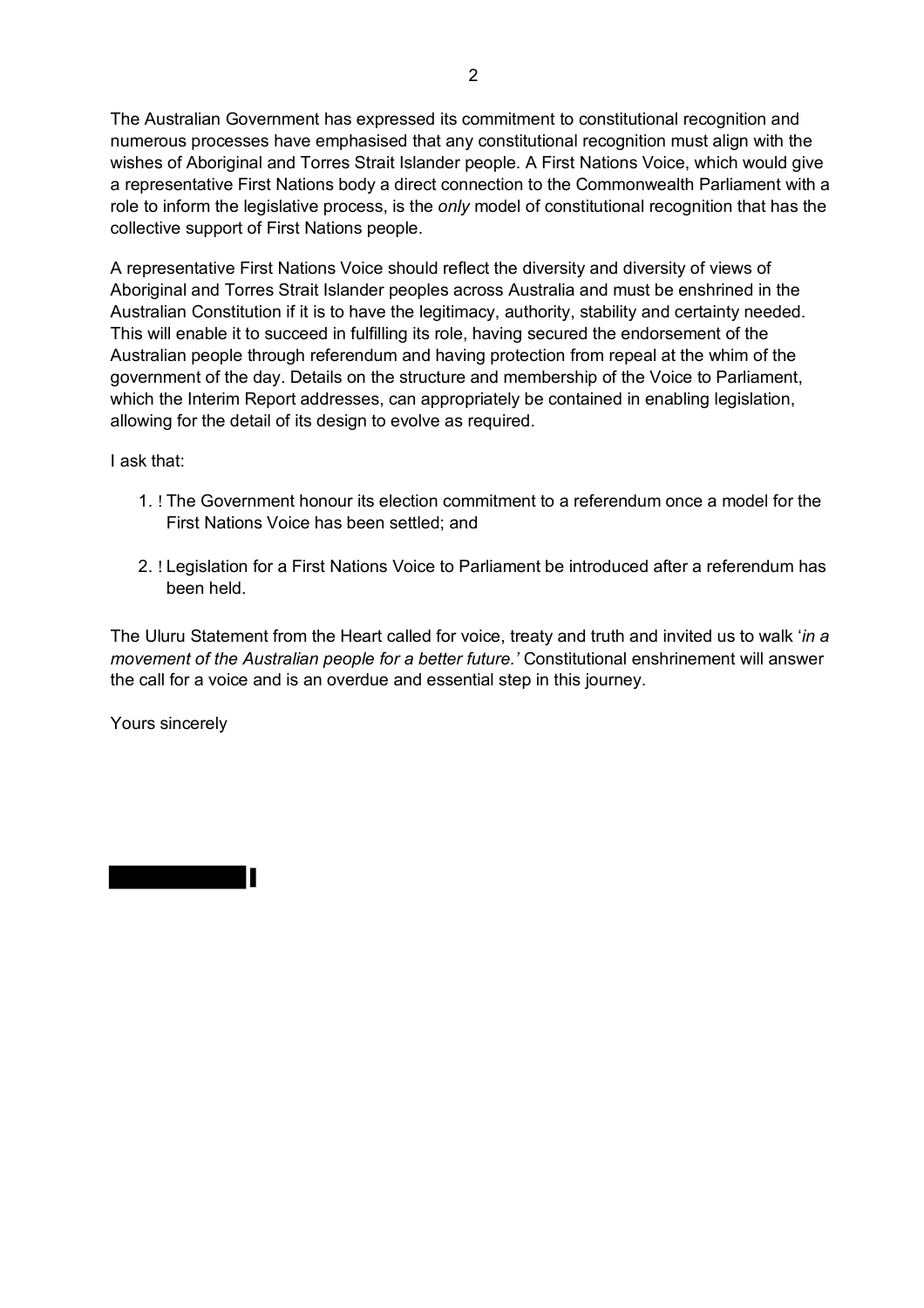The Australian Government has expressed its commitment to constitutional recognition and numerous processes have emphasised that any constitutional recognition must align with the wishes of Aboriginal and Torres Strait Islander people. A First Nations Voice, which would give a representative First Nations body a direct connection to the Commonwealth Parliament with a role to inform the legislative process, is the *only* model of constitutional recognition that has the collective support of First Nations people.

A representative First Nations Voice should reflect the diversity and diversity of views of Aboriginal and Torres Strait Islander peoples across Australia and must be enshrined in the Australian Constitution if it is to have the legitimacy, authority, stability and certainty needed. This will enable it to succeed in fulfilling its role, having secured the endorsement of the Australian people through referendum and having protection from repeal at the whim of the government of the day. Details on the structure and membership of the Voice to Parliament, which the Interim Report addresses, can appropriately be contained in enabling legislation, allowing for the detail of its design to evolve as required.

I ask that:

1. The Government honour its election commitment to a referendum once a model for the First Nations Voice has been settled; and

2. Legislation for a First Nations Voice to Parliament be introduced after a referendum has been held.

The Uluru Statement from the Heart called for voice, treaty and truth and invited us to walk '*in a movement of the Australian people for a better future.'* Constitutional enshrinement will answer the call for a voice and is an overdue and essential step in this journey.

Yours sincerely